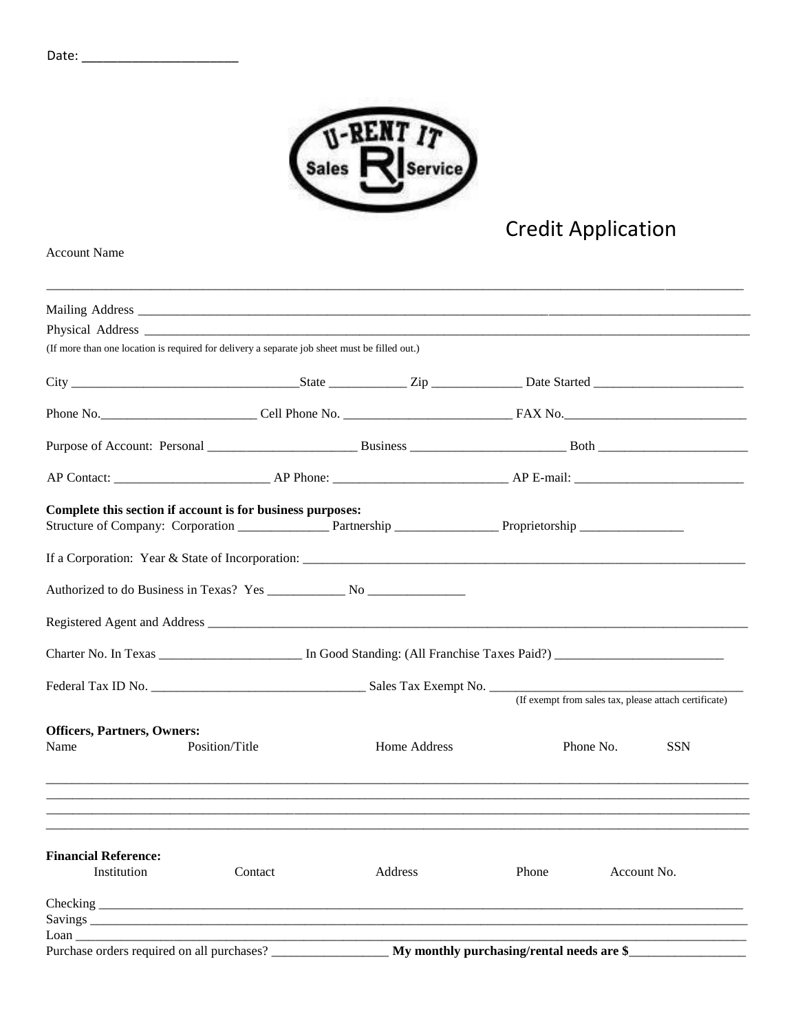Date: ______________________

U-RENT IT Sales Service

# Credit Application

Account Name

_______________________________________________________________________________________________

Mailing Address _______________________________________________________________________________

Physical Address ______________________________________________________________________________

(If more than one location is required for delivery a separate job sheet must be filled out.)

City ___________________________________State ____________ Zip ______________ Date Started ________________________

Phone No.________________________ Cell Phone No. __________________________ FAX No.____________________________

Purpose of Account: Personal _______________________ Business ________________________ Both _______________________

AP Contact: ________________________ AP Phone: ___________________________ AP E-mail: __________________________

**Complete this section if account is for business purposes:**

Structure of Company: Corporation ______________ Partnership ________________ Proprietorship ________________

If a Corporation: Year & State of Incorporation: ______________________________________________________________________

Authorized to do Business in Texas? Yes ____________ No _______________

Registered Agent and Address __________________________________________________________________________________

Charter No. In Texas ______________________ In Good Standing: (All Franchise Taxes Paid?) __________________________

Federal Tax ID No. _________________________________ Sales Tax Exempt No. _________________________________________

(If exempt from sales tax, please attach certificate)

**Officers, Partners, Owners:**

| Name | Position/Title | Home Address | Phone No. | SSN |
|---|---|---|---|---|
| | | | | |
| | | | | |
| | | | | |
| | | | | |

**Financial Reference:**

| | Institution | Contact | Address | Phone | Account No. |
|---|---|---|---|---|---|
| Checking | | | | | |
| Savings | | | | | |
| Loan | | | | | |

Purchase orders required on all purchases? _________________ **My monthly purchasing/rental needs are $**__________________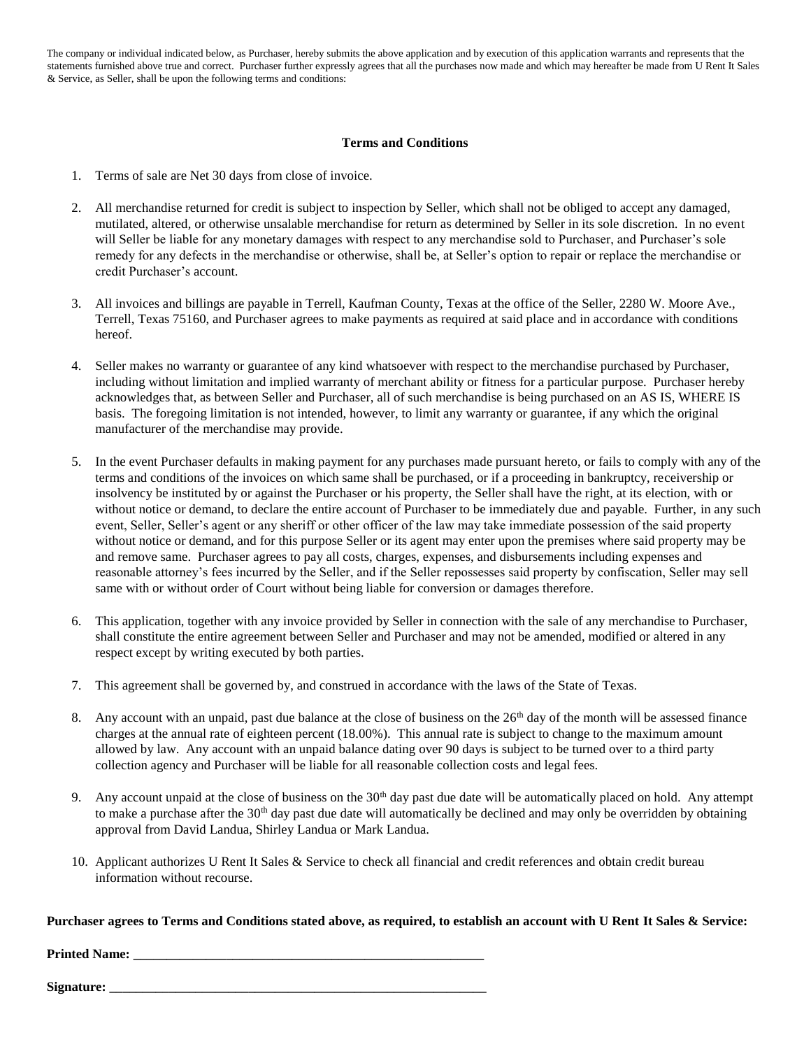The company or individual indicated below, as Purchaser, hereby submits the above application and by execution of this application warrants and represents that the statements furnished above true and correct. Purchaser further expressly agrees that all the purchases now made and which may hereafter be made from U Rent It Sales & Service, as Seller, shall be upon the following terms and conditions:

**Terms and Conditions**

1. Terms of sale are Net 30 days from close of invoice.

2. All merchandise returned for credit is subject to inspection by Seller, which shall not be obliged to accept any damaged, mutilated, altered, or otherwise unsalable merchandise for return as determined by Seller in its sole discretion. In no event will Seller be liable for any monetary damages with respect to any merchandise sold to Purchaser, and Purchaser's sole remedy for any defects in the merchandise or otherwise, shall be, at Seller's option to repair or replace the merchandise or credit Purchaser's account.

3. All invoices and billings are payable in Terrell, Kaufman County, Texas at the office of the Seller, 2280 W. Moore Ave., Terrell, Texas 75160, and Purchaser agrees to make payments as required at said place and in accordance with conditions hereof.

4. Seller makes no warranty or guarantee of any kind whatsoever with respect to the merchandise purchased by Purchaser, including without limitation and implied warranty of merchant ability or fitness for a particular purpose. Purchaser hereby acknowledges that, as between Seller and Purchaser, all of such merchandise is being purchased on an AS IS, WHERE IS basis. The foregoing limitation is not intended, however, to limit any warranty or guarantee, if any which the original manufacturer of the merchandise may provide.

5. In the event Purchaser defaults in making payment for any purchases made pursuant hereto, or fails to comply with any of the terms and conditions of the invoices on which same shall be purchased, or if a proceeding in bankruptcy, receivership or insolvency be instituted by or against the Purchaser or his property, the Seller shall have the right, at its election, with or without notice or demand, to declare the entire account of Purchaser to be immediately due and payable. Further, in any such event, Seller, Seller's agent or any sheriff or other officer of the law may take immediate possession of the said property without notice or demand, and for this purpose Seller or its agent may enter upon the premises where said property may be and remove same. Purchaser agrees to pay all costs, charges, expenses, and disbursements including expenses and reasonable attorney's fees incurred by the Seller, and if the Seller repossesses said property by confiscation, Seller may sell same with or without order of Court without being liable for conversion or damages therefore.

6. This application, together with any invoice provided by Seller in connection with the sale of any merchandise to Purchaser, shall constitute the entire agreement between Seller and Purchaser and may not be amended, modified or altered in any respect except by writing executed by both parties.

7. This agreement shall be governed by, and construed in accordance with the laws of the State of Texas.

8. Any account with an unpaid, past due balance at the close of business on the 26th day of the month will be assessed finance charges at the annual rate of eighteen percent (18.00%). This annual rate is subject to change to the maximum amount allowed by law. Any account with an unpaid balance dating over 90 days is subject to be turned over to a third party collection agency and Purchaser will be liable for all reasonable collection costs and legal fees.

9. Any account unpaid at the close of business on the 30th day past due date will be automatically placed on hold. Any attempt to make a purchase after the 30th day past due date will automatically be declined and may only be overridden by obtaining approval from David Landua, Shirley Landua or Mark Landua.

10. Applicant authorizes U Rent It Sales & Service to check all financial and credit references and obtain credit bureau information without recourse.

**Purchaser agrees to Terms and Conditions stated above, as required, to establish an account with U Rent It Sales & Service:**

**Printed Name:** ______________________________________________________

**Signature:** __________________________________________________________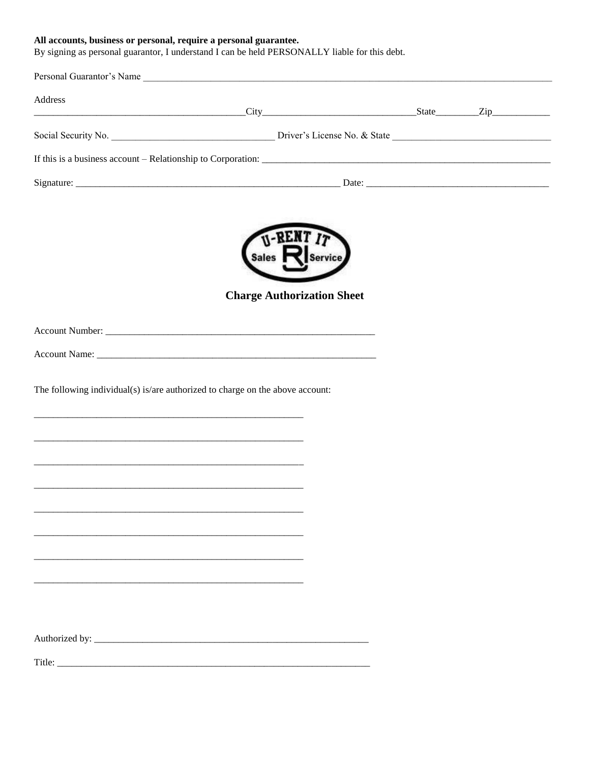**All accounts, business or personal, require a personal guarantee.**
By signing as personal guarantor, I understand I can be held PERSONALLY liable for this debt.

Personal Guarantor's Name ____________________________________________

Address
____________________________City______________________State________Zip__________

Social Security No. ______________________ Driver's License No. & State ______________________

If this is a business account – Relationship to Corporation: ______________________________

Signature: ________________________________ Date: ______________________

## Charge Authorization Sheet

Account Number: ____________________________________

Account Name: ____________________________________

The following individual(s) is/are authorized to charge on the above account:

____________________________________

____________________________________

____________________________________

____________________________________

____________________________________

____________________________________

____________________________________

____________________________________

Authorized by: ____________________________________

Title: ____________________________________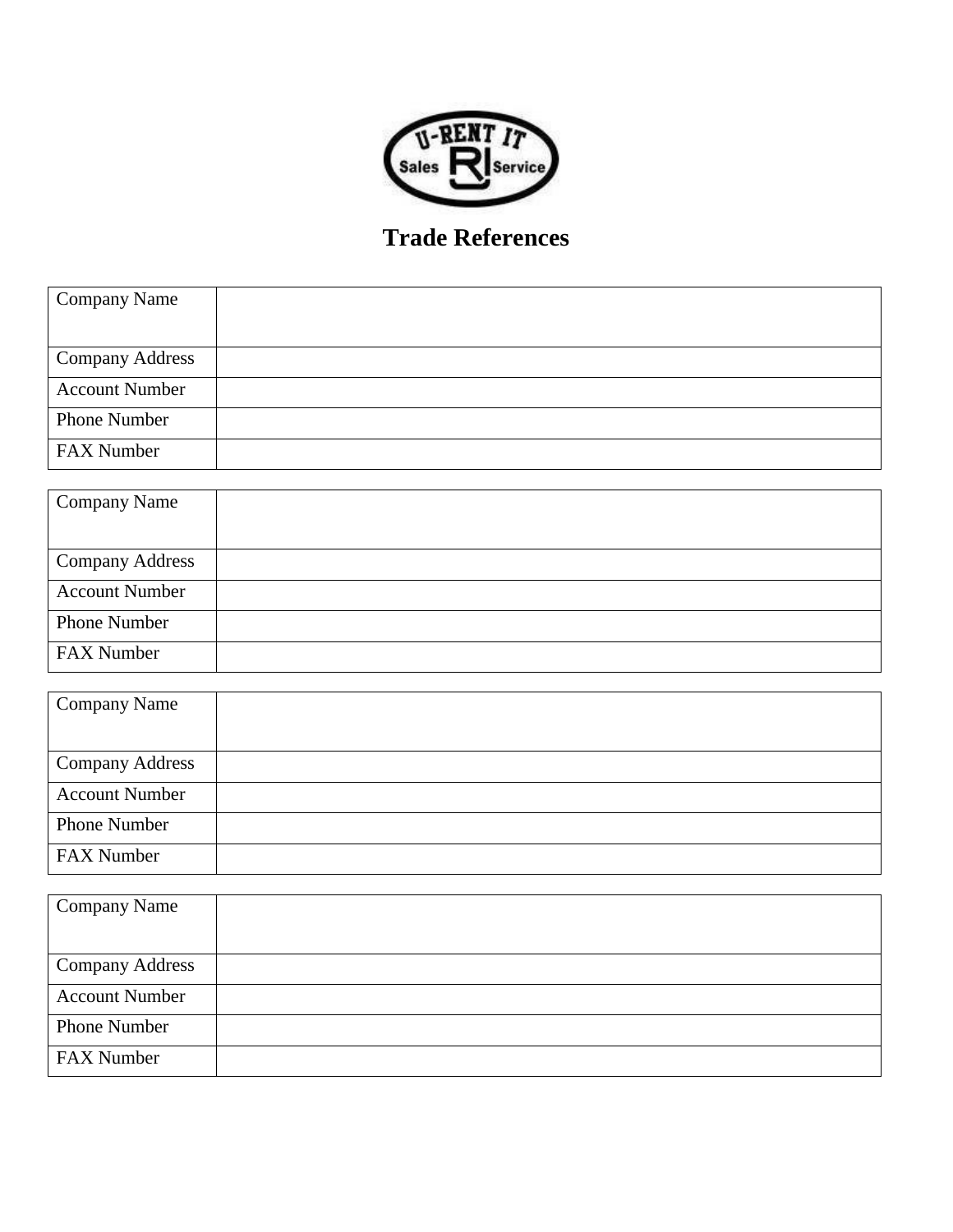# Trade References

| | |
|---|---|
| Company Name | |
| Company Address | |
| Account Number | |
| Phone Number | |
| FAX Number | |

| | |
|---|---|
| Company Name | |
| Company Address | |
| Account Number | |
| Phone Number | |
| FAX Number | |

| | |
|---|---|
| Company Name | |
| Company Address | |
| Account Number | |
| Phone Number | |
| FAX Number | |

| | |
|---|---|
| Company Name | |
| Company Address | |
| Account Number | |
| Phone Number | |
| FAX Number | |